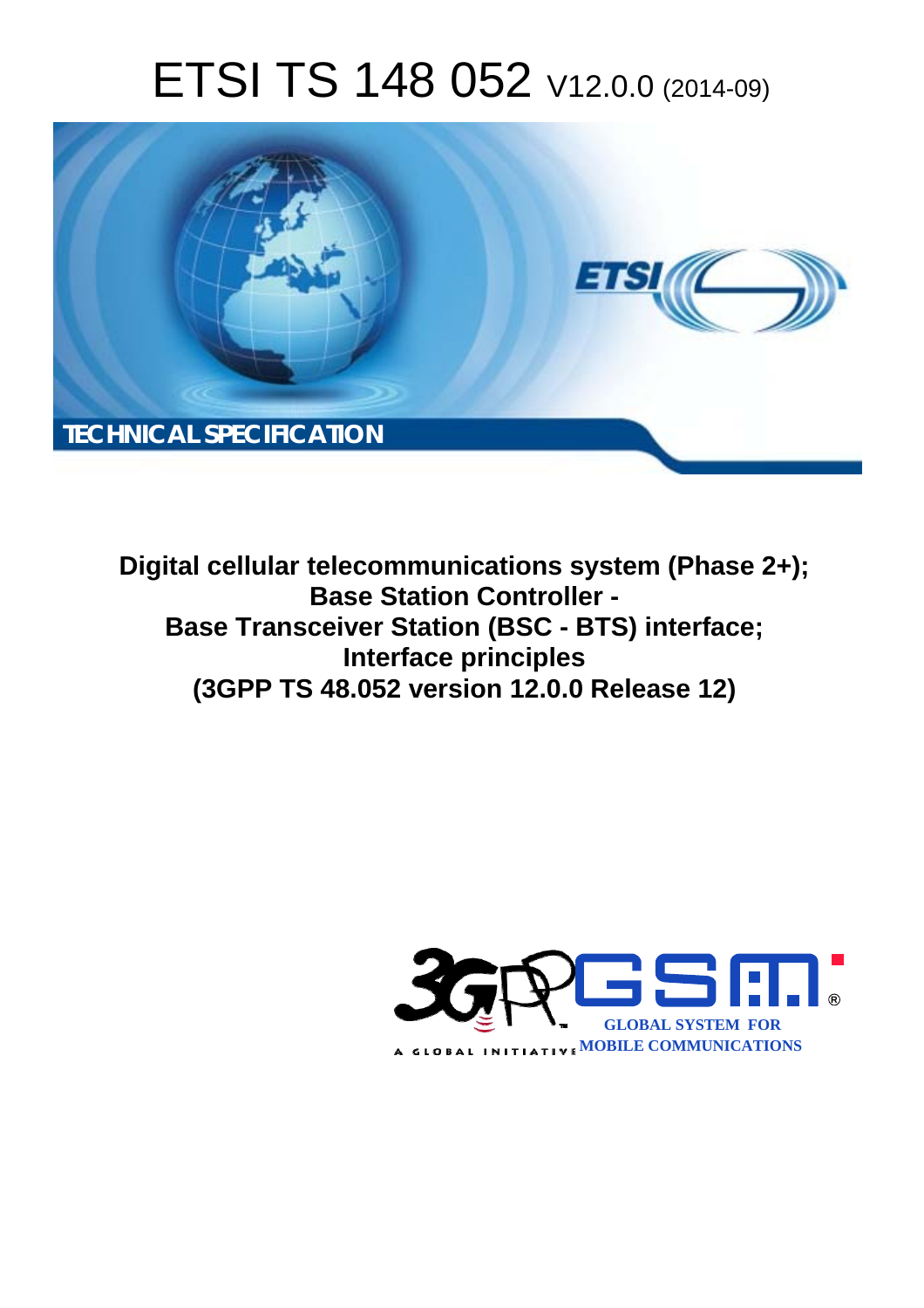# ETSI TS 148 052 V12.0.0 (2014-09)

TECHNICAL SPECIFICATION

**Digital cellular telecommunications system (Phase 2+); Base Station Controller - Base Transceiver Station (BSC - BTS) interface; Interface principles (3GPP TS 48.052 version 12.0.0 Release 12)**

GLOBAL SYSTEM FOR MOBILE COMMUNICATIONS

A GLOBAL INITIATIVE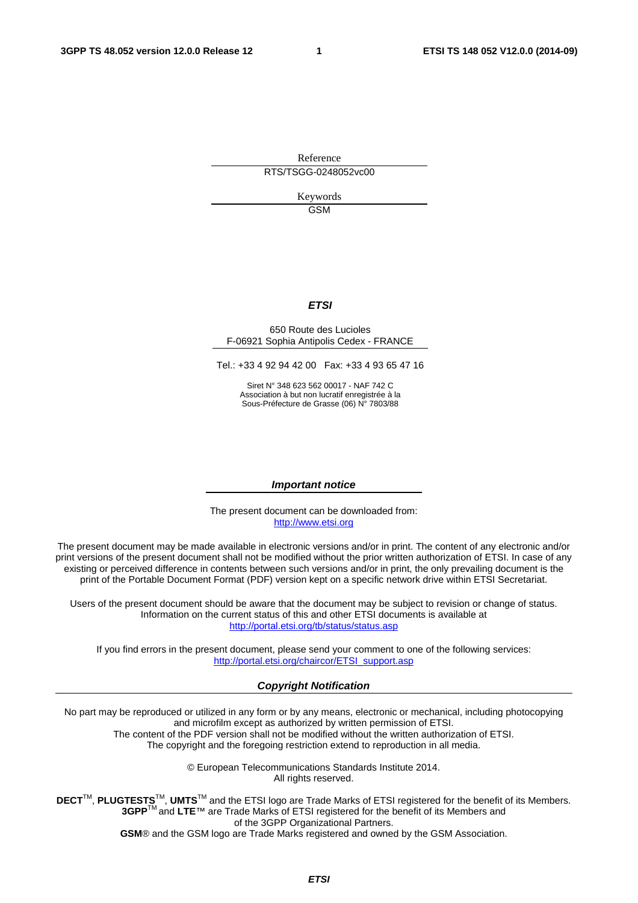Reference

RTS/TSGG-0248052vc00

Keywords

GSM

***ETSI***

650 Route des Lucioles
F-06921 Sophia Antipolis Cedex - FRANCE

Tel.: +33 4 92 94 42 00 Fax: +33 4 93 65 47 16

Siret N° 348 623 562 00017 - NAF 742 C
Association à but non lucratif enregistrée à la
Sous-Préfecture de Grasse (06) N° 7803/88

***Important notice***

The present document can be downloaded from:
http://www.etsi.org

The present document may be made available in electronic versions and/or in print. The content of any electronic and/or print versions of the present document shall not be modified without the prior written authorization of ETSI. In case of any existing or perceived difference in contents between such versions and/or in print, the only prevailing document is the print of the Portable Document Format (PDF) version kept on a specific network drive within ETSI Secretariat.

Users of the present document should be aware that the document may be subject to revision or change of status. Information on the current status of this and other ETSI documents is available at
http://portal.etsi.org/tb/status/status.asp

If you find errors in the present document, please send your comment to one of the following services:
http://portal.etsi.org/chaircor/ETSI_support.asp

***Copyright Notification***

No part may be reproduced or utilized in any form or by any means, electronic or mechanical, including photocopying and microfilm except as authorized by written permission of ETSI.
The content of the PDF version shall not be modified without the written authorization of ETSI.
The copyright and the foregoing restriction extend to reproduction in all media.

© European Telecommunications Standards Institute 2014.
All rights reserved.

**DECT**™, **PLUGTESTS**™, **UMTS**™ and the ETSI logo are Trade Marks of ETSI registered for the benefit of its Members.
**3GPP**™ and **LTE**™ are Trade Marks of ETSI registered for the benefit of its Members and of the 3GPP Organizational Partners.
**GSM**® and the GSM logo are Trade Marks registered and owned by the GSM Association.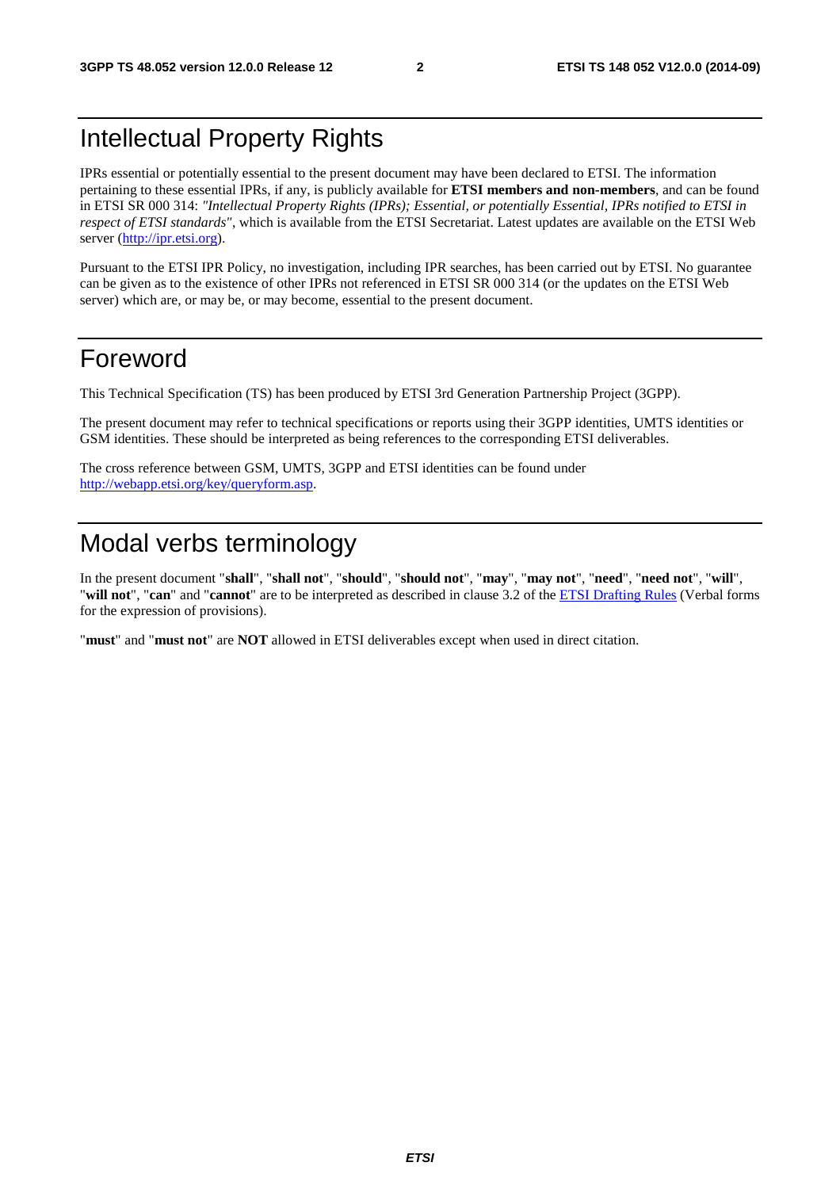# Intellectual Property Rights

IPRs essential or potentially essential to the present document may have been declared to ETSI. The information pertaining to these essential IPRs, if any, is publicly available for **ETSI members and non-members**, and can be found in ETSI SR 000 314: *"Intellectual Property Rights (IPRs); Essential, or potentially Essential, IPRs notified to ETSI in respect of ETSI standards"*, which is available from the ETSI Secretariat. Latest updates are available on the ETSI Web server (http://ipr.etsi.org).

Pursuant to the ETSI IPR Policy, no investigation, including IPR searches, has been carried out by ETSI. No guarantee can be given as to the existence of other IPRs not referenced in ETSI SR 000 314 (or the updates on the ETSI Web server) which are, or may be, or may become, essential to the present document.

# Foreword

This Technical Specification (TS) has been produced by ETSI 3rd Generation Partnership Project (3GPP).

The present document may refer to technical specifications or reports using their 3GPP identities, UMTS identities or GSM identities. These should be interpreted as being references to the corresponding ETSI deliverables.

The cross reference between GSM, UMTS, 3GPP and ETSI identities can be found under http://webapp.etsi.org/key/queryform.asp.

# Modal verbs terminology

In the present document "**shall**", "**shall not**", "**should**", "**should not**", "**may**", "**may not**", "**need**", "**need not**", "**will**", "**will not**", "**can**" and "**cannot**" are to be interpreted as described in clause 3.2 of the ETSI Drafting Rules (Verbal forms for the expression of provisions).

"**must**" and "**must not**" are **NOT** allowed in ETSI deliverables except when used in direct citation.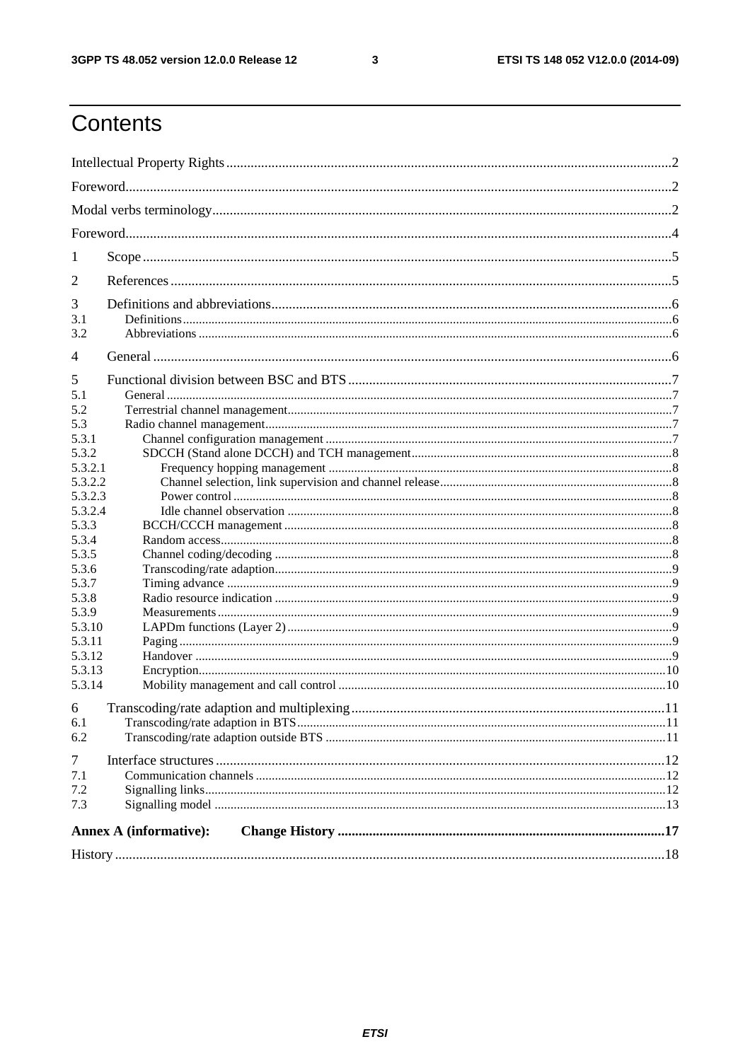# Contents

Intellectual Property Rights ..... 2
Foreword ..... 2
Modal verbs terminology ..... 2
Foreword ..... 4
1 Scope ..... 5
2 References ..... 5
3 Definitions and abbreviations ..... 6
3.1 Definitions ..... 6
3.2 Abbreviations ..... 6
4 General ..... 6
5 Functional division between BSC and BTS ..... 7
5.1 General ..... 7
5.2 Terrestrial channel management ..... 7
5.3 Radio channel management ..... 7
5.3.1 Channel configuration management ..... 7
5.3.2 SDCCH (Stand alone DCCH) and TCH management ..... 8
5.3.2.1 Frequency hopping management ..... 8
5.3.2.2 Channel selection, link supervision and channel release ..... 8
5.3.2.3 Power control ..... 8
5.3.2.4 Idle channel observation ..... 8
5.3.3 BCCH/CCCH management ..... 8
5.3.4 Random access ..... 8
5.3.5 Channel coding/decoding ..... 8
5.3.6 Transcoding/rate adaption ..... 9
5.3.7 Timing advance ..... 9
5.3.8 Radio resource indication ..... 9
5.3.9 Measurements ..... 9
5.3.10 LAPDm functions (Layer 2) ..... 9
5.3.11 Paging ..... 9
5.3.12 Handover ..... 9
5.3.13 Encryption ..... 10
5.3.14 Mobility management and call control ..... 10
6 Transcoding/rate adaption and multiplexing ..... 11
6.1 Transcoding/rate adaption in BTS ..... 11
6.2 Transcoding/rate adaption outside BTS ..... 11
7 Interface structures ..... 12
7.1 Communication channels ..... 12
7.2 Signalling links ..... 12
7.3 Signalling model ..... 13
**Annex A (informative): Change History ..... 17**
History ..... 18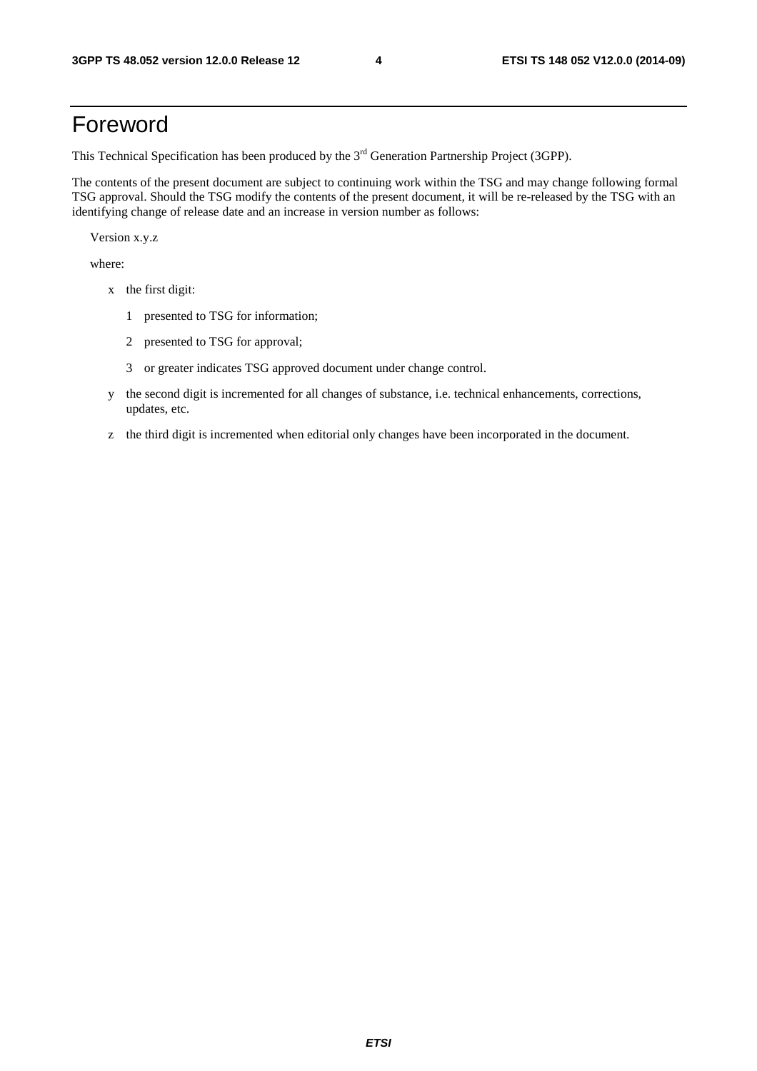# Foreword

This Technical Specification has been produced by the 3rd Generation Partnership Project (3GPP).

The contents of the present document are subject to continuing work within the TSG and may change following formal TSG approval. Should the TSG modify the contents of the present document, it will be re-released by the TSG with an identifying change of release date and an increase in version number as follows:

Version x.y.z

where:

- x the first digit:
  - 1 presented to TSG for information;
  - 2 presented to TSG for approval;
  - 3 or greater indicates TSG approved document under change control.
- y the second digit is incremented for all changes of substance, i.e. technical enhancements, corrections, updates, etc.
- z the third digit is incremented when editorial only changes have been incorporated in the document.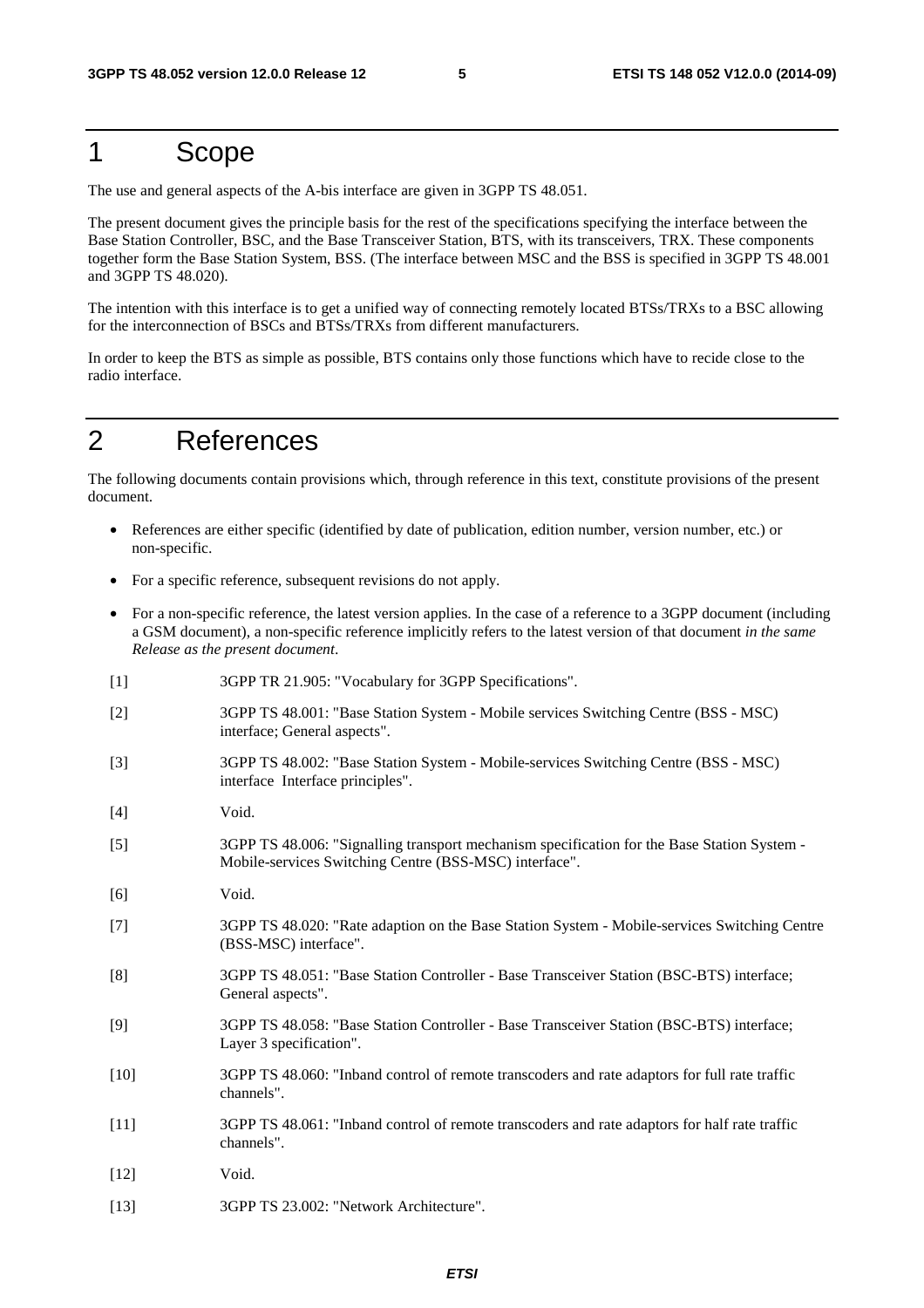# 1 Scope

The use and general aspects of the A-bis interface are given in 3GPP TS 48.051.

The present document gives the principle basis for the rest of the specifications specifying the interface between the Base Station Controller, BSC, and the Base Transceiver Station, BTS, with its transceivers, TRX. These components together form the Base Station System, BSS. (The interface between MSC and the BSS is specified in 3GPP TS 48.001 and 3GPP TS 48.020).

The intention with this interface is to get a unified way of connecting remotely located BTSs/TRXs to a BSC allowing for the interconnection of BSCs and BTSs/TRXs from different manufacturers.

In order to keep the BTS as simple as possible, BTS contains only those functions which have to recide close to the radio interface.

# 2 References

The following documents contain provisions which, through reference in this text, constitute provisions of the present document.

- References are either specific (identified by date of publication, edition number, version number, etc.) or non-specific.
- For a specific reference, subsequent revisions do not apply.
- For a non-specific reference, the latest version applies. In the case of a reference to a 3GPP document (including a GSM document), a non-specific reference implicitly refers to the latest version of that document *in the same Release as the present document*.

[1] 3GPP TR 21.905: "Vocabulary for 3GPP Specifications".

[2] 3GPP TS 48.001: "Base Station System - Mobile services Switching Centre (BSS - MSC) interface; General aspects".

[3] 3GPP TS 48.002: "Base Station System - Mobile-services Switching Centre (BSS - MSC) interface Interface principles".

[4] Void.

[5] 3GPP TS 48.006: "Signalling transport mechanism specification for the Base Station System - Mobile-services Switching Centre (BSS-MSC) interface".

[6] Void.

[7] 3GPP TS 48.020: "Rate adaption on the Base Station System - Mobile-services Switching Centre (BSS-MSC) interface".

[8] 3GPP TS 48.051: "Base Station Controller - Base Transceiver Station (BSC-BTS) interface; General aspects".

[9] 3GPP TS 48.058: "Base Station Controller - Base Transceiver Station (BSC-BTS) interface; Layer 3 specification".

[10] 3GPP TS 48.060: "Inband control of remote transcoders and rate adaptors for full rate traffic channels".

[11] 3GPP TS 48.061: "Inband control of remote transcoders and rate adaptors for half rate traffic channels".

[12] Void.

[13] 3GPP TS 23.002: "Network Architecture".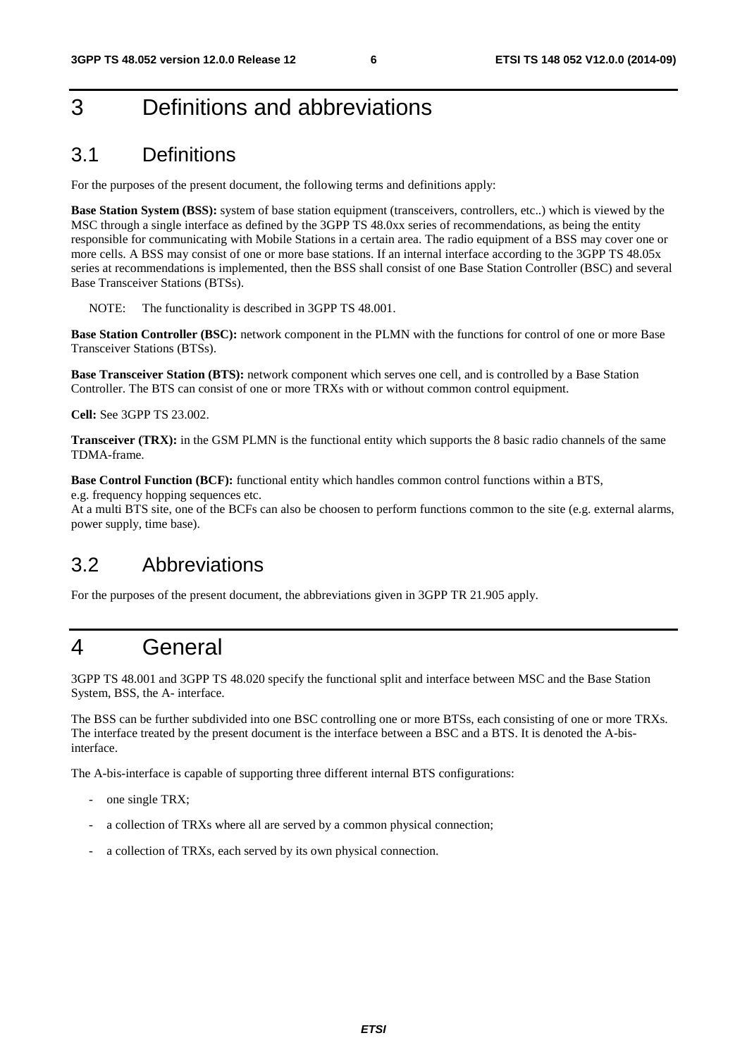# 3 Definitions and abbreviations

## 3.1 Definitions

For the purposes of the present document, the following terms and definitions apply:

**Base Station System (BSS):** system of base station equipment (transceivers, controllers, etc..) which is viewed by the MSC through a single interface as defined by the 3GPP TS 48.0xx series of recommendations, as being the entity responsible for communicating with Mobile Stations in a certain area. The radio equipment of a BSS may cover one or more cells. A BSS may consist of one or more base stations. If an internal interface according to the 3GPP TS 48.05x series at recommendations is implemented, then the BSS shall consist of one Base Station Controller (BSC) and several Base Transceiver Stations (BTSs).

NOTE: The functionality is described in 3GPP TS 48.001.

**Base Station Controller (BSC):** network component in the PLMN with the functions for control of one or more Base Transceiver Stations (BTSs).

**Base Transceiver Station (BTS):** network component which serves one cell, and is controlled by a Base Station Controller. The BTS can consist of one or more TRXs with or without common control equipment.

**Cell:** See 3GPP TS 23.002.

**Transceiver (TRX):** in the GSM PLMN is the functional entity which supports the 8 basic radio channels of the same TDMA-frame.

**Base Control Function (BCF):** functional entity which handles common control functions within a BTS, e.g. frequency hopping sequences etc.
At a multi BTS site, one of the BCFs can also be choosen to perform functions common to the site (e.g. external alarms, power supply, time base).

## 3.2 Abbreviations

For the purposes of the present document, the abbreviations given in 3GPP TR 21.905 apply.

# 4 General

3GPP TS 48.001 and 3GPP TS 48.020 specify the functional split and interface between MSC and the Base Station System, BSS, the A- interface.

The BSS can be further subdivided into one BSC controlling one or more BTSs, each consisting of one or more TRXs. The interface treated by the present document is the interface between a BSC and a BTS. It is denoted the A-bis-interface.

The A-bis-interface is capable of supporting three different internal BTS configurations:

- one single TRX;
- a collection of TRXs where all are served by a common physical connection;
- a collection of TRXs, each served by its own physical connection.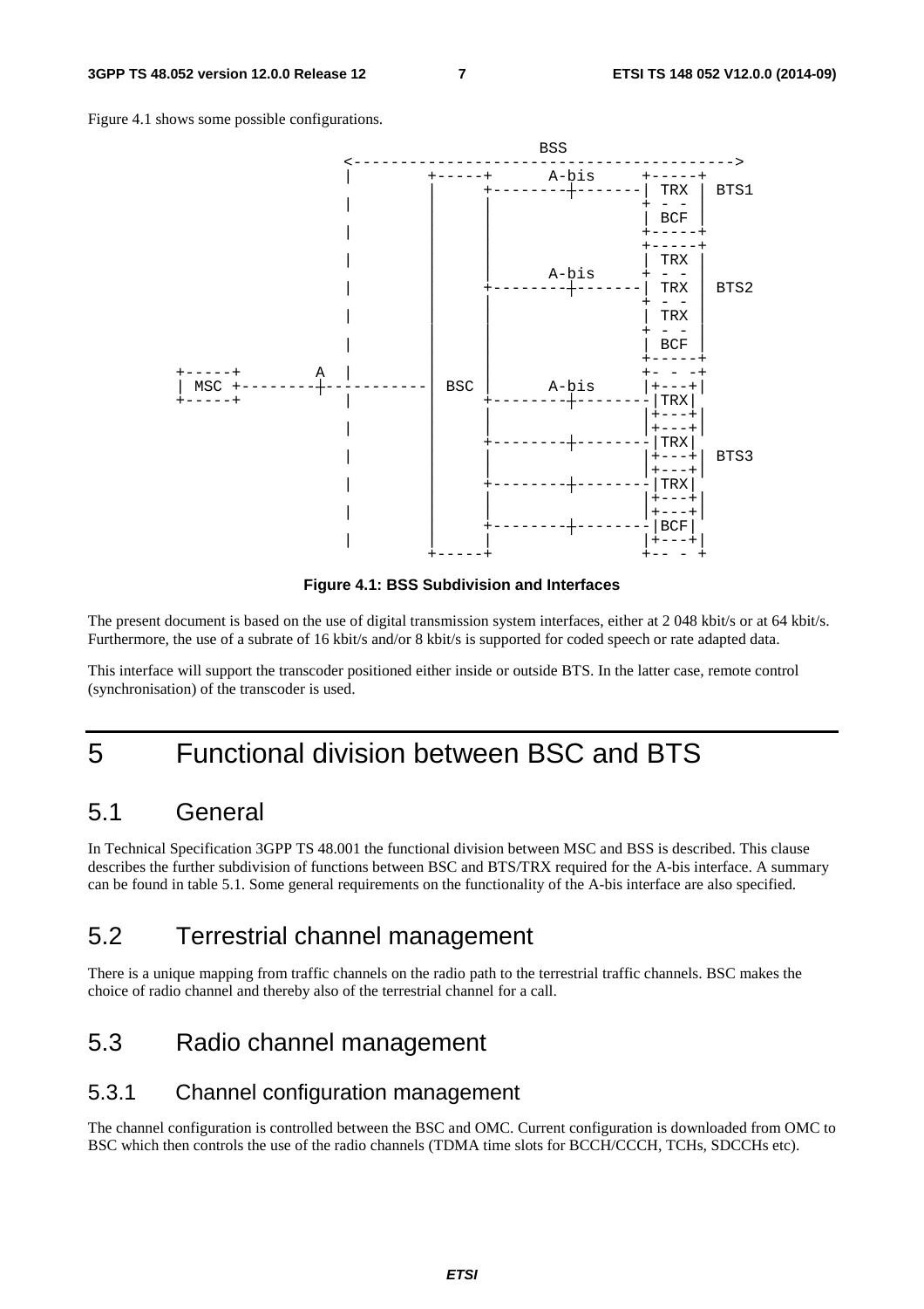Figure 4.1 shows some possible configurations.

```
                                      BSS
                    <----------------------------------------->
                    |        +-----+      A-bis     +-----+
                    |        |     +--------+-------| TRX |  BTS1
                    |        |     |                + - - |
                    |        |     |                | BCF |
                    |        |     |                +-----+
                    |        |     |                +-----+
                    |        |     |                | TRX |
                    |        |     |      A-bis     + - - |
                    |        |     +--------+-------| TRX |  BTS2
                    |        |     |                + - - |
                    |        |     |                | TRX |
                    |        |     |                + - - |
                    |        |     |                | BCF |
                    |        |     |                +-----+
+-----+        A    |        |     |                +- - -+
| MSC +---------+-----------  BSC  |      A-bis     |+---+|
+-----+             |        |     +--------+--------|TRX|
                    |        |     |                |+---+|
                    |        |     |                |+---+|
                    |        |     +--------+--------|TRX|
                    |        |     |                |+---+|  BTS3
                    |        |     |                |+---+|
                    |        |     +--------+--------|TRX|
                    |        |     |                |+---+|
                    |        |     |                |+---+|
                    |        |     +--------+--------|BCF|
                    |        |     |                |+---+|
                             +-----+                +-- - +
```

**Figure 4.1: BSS Subdivision and Interfaces**

The present document is based on the use of digital transmission system interfaces, either at 2 048 kbit/s or at 64 kbit/s. Furthermore, the use of a subrate of 16 kbit/s and/or 8 kbit/s is supported for coded speech or rate adapted data.

This interface will support the transcoder positioned either inside or outside BTS. In the latter case, remote control (synchronisation) of the transcoder is used.

# 5 Functional division between BSC and BTS

## 5.1 General

In Technical Specification 3GPP TS 48.001 the functional division between MSC and BSS is described. This clause describes the further subdivision of functions between BSC and BTS/TRX required for the A-bis interface. A summary can be found in table 5.1. Some general requirements on the functionality of the A-bis interface are also specified.

## 5.2 Terrestrial channel management

There is a unique mapping from traffic channels on the radio path to the terrestrial traffic channels. BSC makes the choice of radio channel and thereby also of the terrestrial channel for a call.

## 5.3 Radio channel management

### 5.3.1 Channel configuration management

The channel configuration is controlled between the BSC and OMC. Current configuration is downloaded from OMC to BSC which then controls the use of the radio channels (TDMA time slots for BCCH/CCCH, TCHs, SDCCHs etc).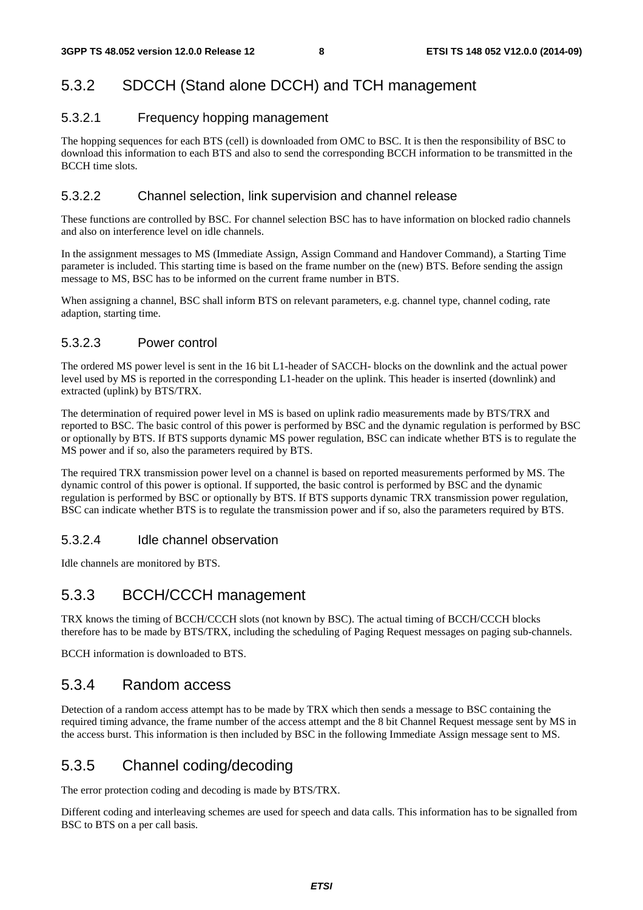### 5.3.2 SDCCH (Stand alone DCCH) and TCH management

#### 5.3.2.1 Frequency hopping management

The hopping sequences for each BTS (cell) is downloaded from OMC to BSC. It is then the responsibility of BSC to download this information to each BTS and also to send the corresponding BCCH information to be transmitted in the BCCH time slots.

#### 5.3.2.2 Channel selection, link supervision and channel release

These functions are controlled by BSC. For channel selection BSC has to have information on blocked radio channels and also on interference level on idle channels.

In the assignment messages to MS (Immediate Assign, Assign Command and Handover Command), a Starting Time parameter is included. This starting time is based on the frame number on the (new) BTS. Before sending the assign message to MS, BSC has to be informed on the current frame number in BTS.

When assigning a channel, BSC shall inform BTS on relevant parameters, e.g. channel type, channel coding, rate adaption, starting time.

#### 5.3.2.3 Power control

The ordered MS power level is sent in the 16 bit L1-header of SACCH- blocks on the downlink and the actual power level used by MS is reported in the corresponding L1-header on the uplink. This header is inserted (downlink) and extracted (uplink) by BTS/TRX.

The determination of required power level in MS is based on uplink radio measurements made by BTS/TRX and reported to BSC. The basic control of this power is performed by BSC and the dynamic regulation is performed by BSC or optionally by BTS. If BTS supports dynamic MS power regulation, BSC can indicate whether BTS is to regulate the MS power and if so, also the parameters required by BTS.

The required TRX transmission power level on a channel is based on reported measurements performed by MS. The dynamic control of this power is optional. If supported, the basic control is performed by BSC and the dynamic regulation is performed by BSC or optionally by BTS. If BTS supports dynamic TRX transmission power regulation, BSC can indicate whether BTS is to regulate the transmission power and if so, also the parameters required by BTS.

#### 5.3.2.4 Idle channel observation

Idle channels are monitored by BTS.

### 5.3.3 BCCH/CCCH management

TRX knows the timing of BCCH/CCCH slots (not known by BSC). The actual timing of BCCH/CCCH blocks therefore has to be made by BTS/TRX, including the scheduling of Paging Request messages on paging sub-channels.

BCCH information is downloaded to BTS.

### 5.3.4 Random access

Detection of a random access attempt has to be made by TRX which then sends a message to BSC containing the required timing advance, the frame number of the access attempt and the 8 bit Channel Request message sent by MS in the access burst. This information is then included by BSC in the following Immediate Assign message sent to MS.

### 5.3.5 Channel coding/decoding

The error protection coding and decoding is made by BTS/TRX.

Different coding and interleaving schemes are used for speech and data calls. This information has to be signalled from BSC to BTS on a per call basis.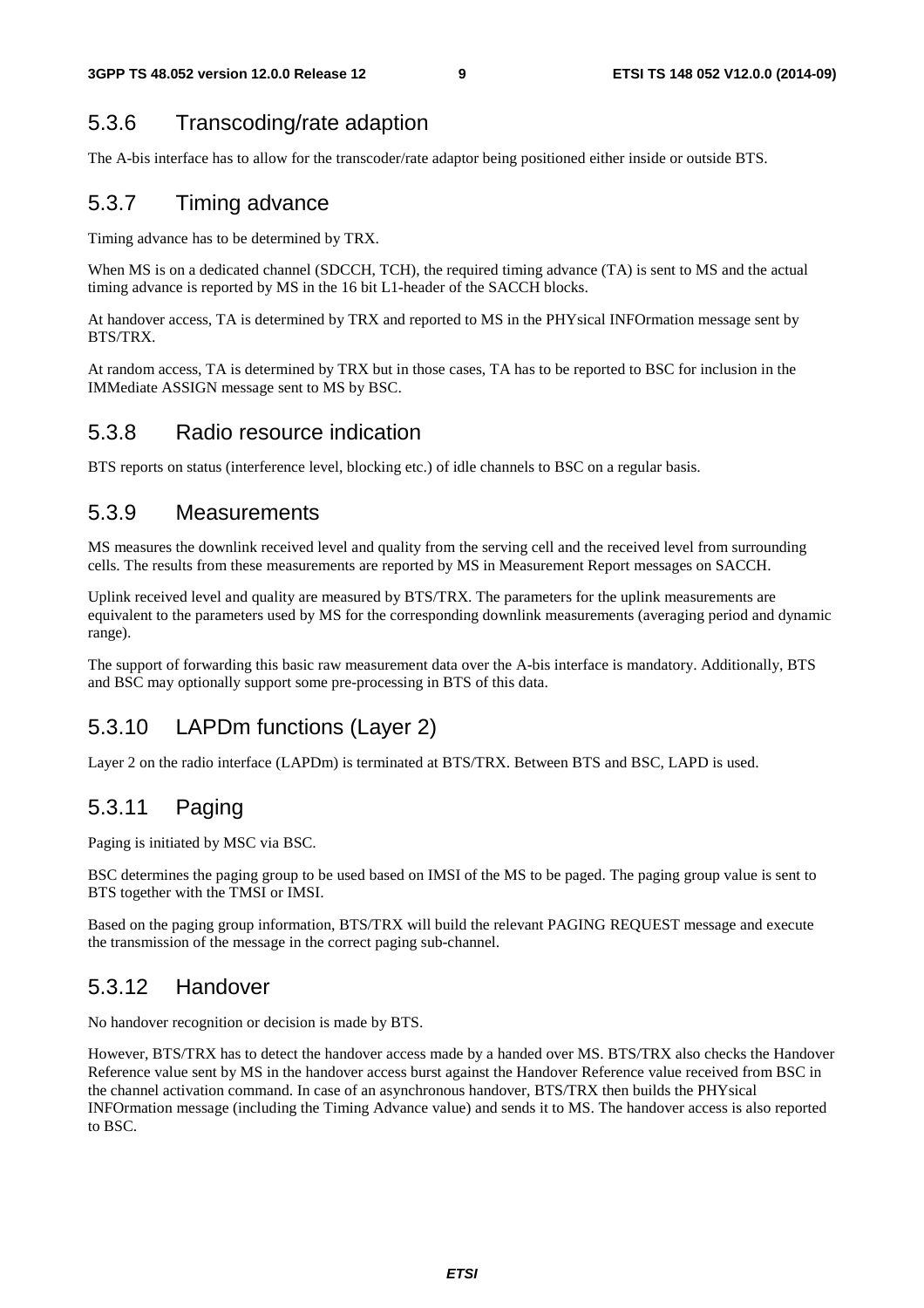### 5.3.6 Transcoding/rate adaption

The A-bis interface has to allow for the transcoder/rate adaptor being positioned either inside or outside BTS.

### 5.3.7 Timing advance

Timing advance has to be determined by TRX.

When MS is on a dedicated channel (SDCCH, TCH), the required timing advance (TA) is sent to MS and the actual timing advance is reported by MS in the 16 bit L1-header of the SACCH blocks.

At handover access, TA is determined by TRX and reported to MS in the PHYsical INFOrmation message sent by BTS/TRX.

At random access, TA is determined by TRX but in those cases, TA has to be reported to BSC for inclusion in the IMMediate ASSIGN message sent to MS by BSC.

### 5.3.8 Radio resource indication

BTS reports on status (interference level, blocking etc.) of idle channels to BSC on a regular basis.

### 5.3.9 Measurements

MS measures the downlink received level and quality from the serving cell and the received level from surrounding cells. The results from these measurements are reported by MS in Measurement Report messages on SACCH.

Uplink received level and quality are measured by BTS/TRX. The parameters for the uplink measurements are equivalent to the parameters used by MS for the corresponding downlink measurements (averaging period and dynamic range).

The support of forwarding this basic raw measurement data over the A-bis interface is mandatory. Additionally, BTS and BSC may optionally support some pre-processing in BTS of this data.

### 5.3.10 LAPDm functions (Layer 2)

Layer 2 on the radio interface (LAPDm) is terminated at BTS/TRX. Between BTS and BSC, LAPD is used.

### 5.3.11 Paging

Paging is initiated by MSC via BSC.

BSC determines the paging group to be used based on IMSI of the MS to be paged. The paging group value is sent to BTS together with the TMSI or IMSI.

Based on the paging group information, BTS/TRX will build the relevant PAGING REQUEST message and execute the transmission of the message in the correct paging sub-channel.

### 5.3.12 Handover

No handover recognition or decision is made by BTS.

However, BTS/TRX has to detect the handover access made by a handed over MS. BTS/TRX also checks the Handover Reference value sent by MS in the handover access burst against the Handover Reference value received from BSC in the channel activation command. In case of an asynchronous handover, BTS/TRX then builds the PHYsical INFOrmation message (including the Timing Advance value) and sends it to MS. The handover access is also reported to BSC.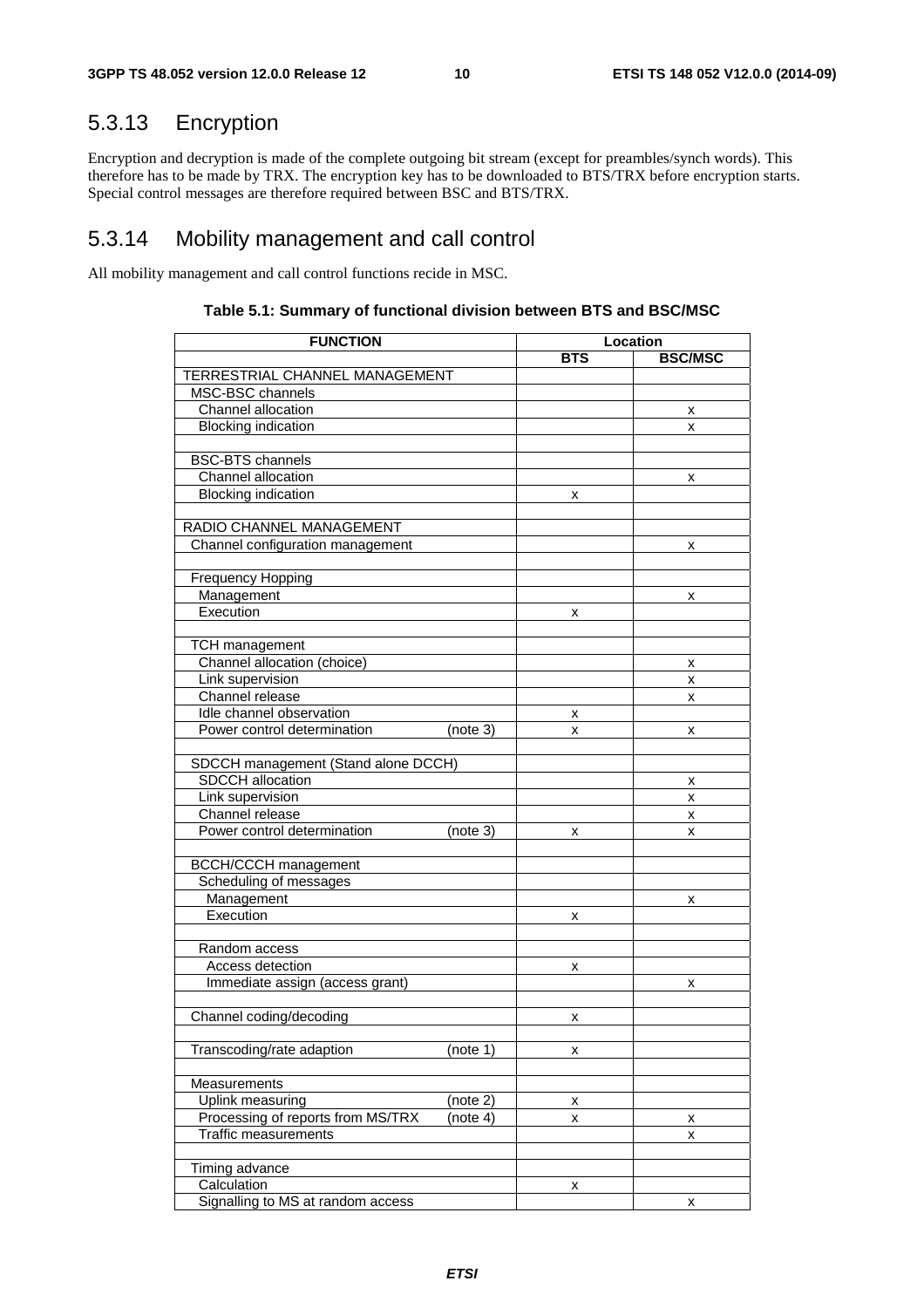### 5.3.13 Encryption

Encryption and decryption is made of the complete outgoing bit stream (except for preambles/synch words). This therefore has to be made by TRX. The encryption key has to be downloaded to BTS/TRX before encryption starts. Special control messages are therefore required between BSC and BTS/TRX.

### 5.3.14 Mobility management and call control

All mobility management and call control functions recide in MSC.

**Table 5.1: Summary of functional division between BTS and BSC/MSC**

| FUNCTION | Location | |
|---|---|---|
| | BTS | BSC/MSC |
| TERRESTRIAL CHANNEL MANAGEMENT | | |
| MSC-BSC channels | | |
| Channel allocation | | x |
| Blocking indication | | x |
| | | |
| BSC-BTS channels | | |
| Channel allocation | | x |
| Blocking indication | x | |
| | | |
| RADIO CHANNEL MANAGEMENT | | |
| Channel configuration management | | x |
| | | |
| Frequency Hopping | | |
| Management | | x |
| Execution | x | |
| | | |
| TCH management | | |
| Channel allocation (choice) | | x |
| Link supervision | | x |
| Channel release | | x |
| Idle channel observation | x | |
| Power control determination (note 3) | x | x |
| | | |
| SDCCH management (Stand alone DCCH) | | |
| SDCCH allocation | | x |
| Link supervision | | x |
| Channel release | | x |
| Power control determination (note 3) | x | x |
| | | |
| BCCH/CCCH management | | |
| Scheduling of messages | | |
| Management | | x |
| Execution | x | |
| | | |
| Random access | | |
| Access detection | x | |
| Immediate assign (access grant) | | x |
| | | |
| Channel coding/decoding | x | |
| | | |
| Transcoding/rate adaption (note 1) | x | |
| | | |
| Measurements | | |
| Uplink measuring (note 2) | x | |
| Processing of reports from MS/TRX (note 4) | x | x |
| Traffic measurements | | x |
| | | |
| Timing advance | | |
| Calculation | x | |
| Signalling to MS at random access | | x |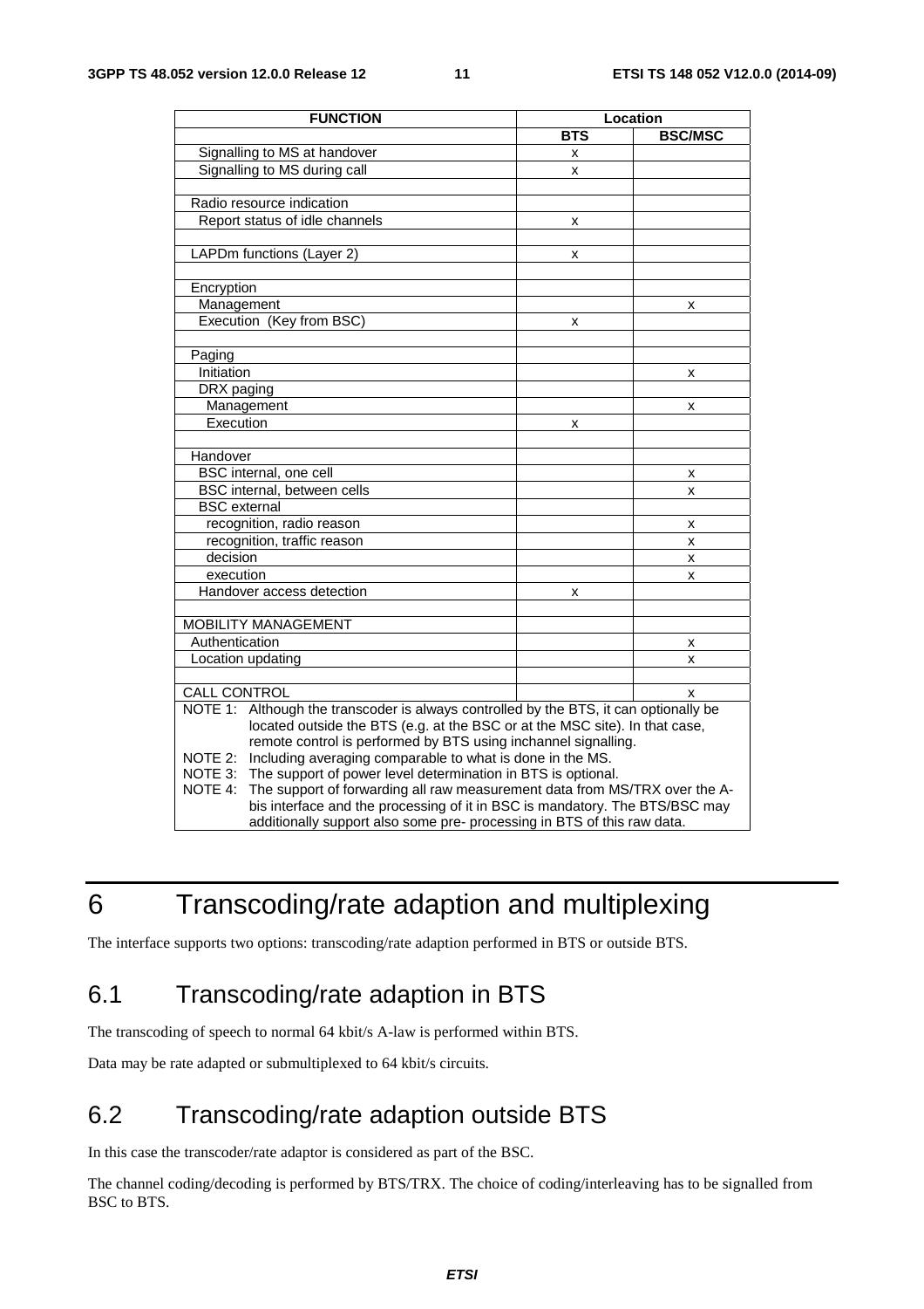| FUNCTION | Location | |
|---|---|---|
| | BTS | BSC/MSC |
| Signalling to MS at handover | x | |
| Signalling to MS during call | x | |
| | | |
| Radio resource indication | | |
| Report status of idle channels | x | |
| | | |
| LAPDm functions (Layer 2) | x | |
| | | |
| Encryption | | |
| Management | | x |
| Execution (Key from BSC) | x | |
| | | |
| Paging | | |
| Initiation | | x |
| DRX paging | | |
| Management | | x |
| Execution | x | |
| | | |
| Handover | | |
| BSC internal, one cell | | x |
| BSC internal, between cells | | x |
| BSC external | | |
| recognition, radio reason | | x |
| recognition, traffic reason | | x |
| decision | | x |
| execution | | x |
| Handover access detection | x | |
| | | |
| MOBILITY MANAGEMENT | | |
| Authentication | | x |
| Location updating | | x |
| | | |
| CALL CONTROL | | x |

NOTE 1: Although the transcoder is always controlled by the BTS, it can optionally be located outside the BTS (e.g. at the BSC or at the MSC site). In that case, remote control is performed by BTS using inchannel signalling.

NOTE 2: Including averaging comparable to what is done in the MS.

NOTE 3: The support of power level determination in BTS is optional.

NOTE 4: The support of forwarding all raw measurement data from MS/TRX over the A-bis interface and the processing of it in BSC is mandatory. The BTS/BSC may additionally support also some pre- processing in BTS of this raw data.

# 6 Transcoding/rate adaption and multiplexing

The interface supports two options: transcoding/rate adaption performed in BTS or outside BTS.

## 6.1 Transcoding/rate adaption in BTS

The transcoding of speech to normal 64 kbit/s A-law is performed within BTS.

Data may be rate adapted or submultiplexed to 64 kbit/s circuits.

## 6.2 Transcoding/rate adaption outside BTS

In this case the transcoder/rate adaptor is considered as part of the BSC.

The channel coding/decoding is performed by BTS/TRX. The choice of coding/interleaving has to be signalled from BSC to BTS.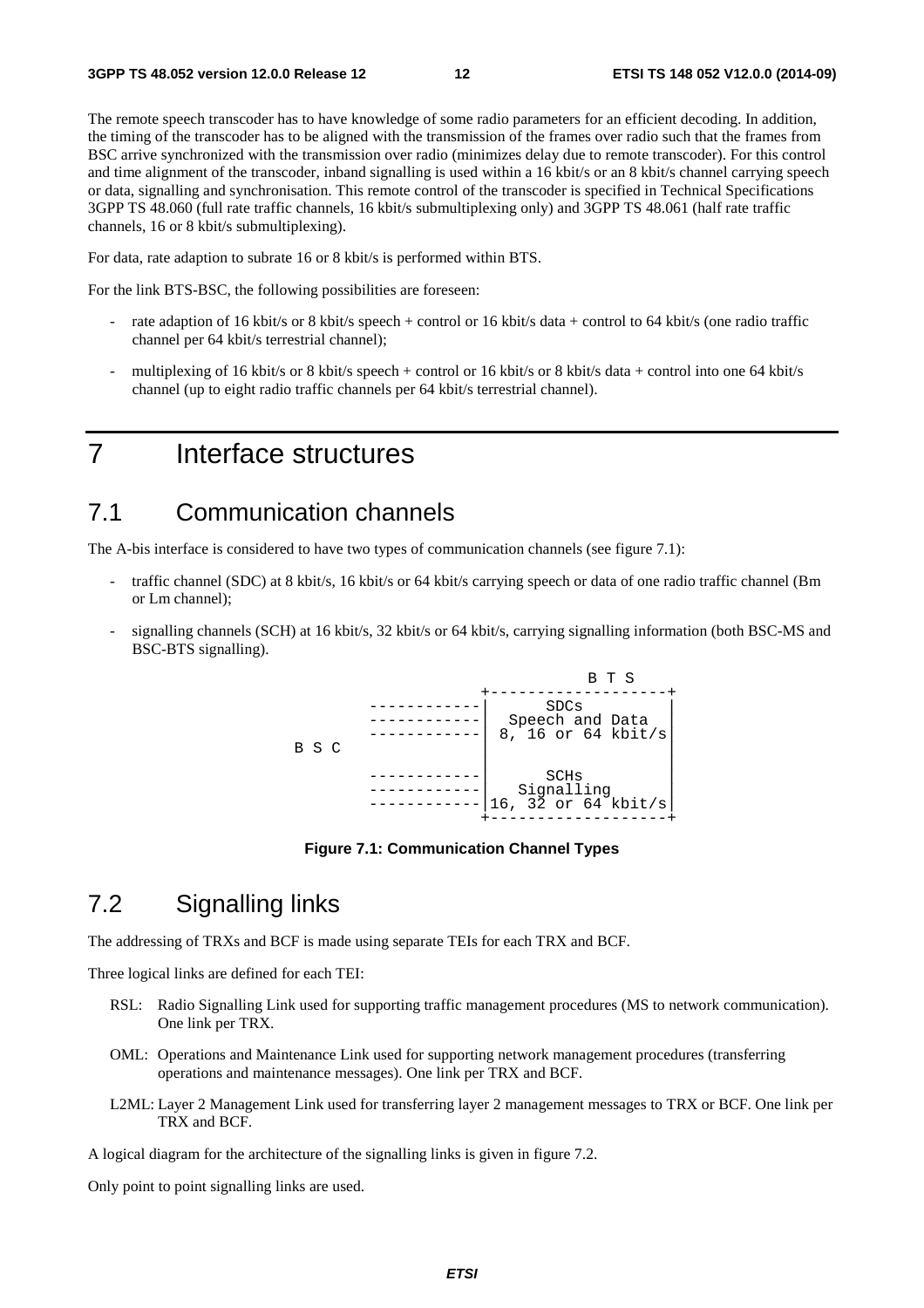The remote speech transcoder has to have knowledge of some radio parameters for an efficient decoding. In addition, the timing of the transcoder has to be aligned with the transmission of the frames over radio such that the frames from BSC arrive synchronized with the transmission over radio (minimizes delay due to remote transcoder). For this control and time alignment of the transcoder, inband signalling is used within a 16 kbit/s or an 8 kbit/s channel carrying speech or data, signalling and synchronisation. This remote control of the transcoder is specified in Technical Specifications 3GPP TS 48.060 (full rate traffic channels, 16 kbit/s submultiplexing only) and 3GPP TS 48.061 (half rate traffic channels, 16 or 8 kbit/s submultiplexing).

For data, rate adaption to subrate 16 or 8 kbit/s is performed within BTS.

For the link BTS-BSC, the following possibilities are foreseen:

- rate adaption of 16 kbit/s or 8 kbit/s speech + control or 16 kbit/s data + control to 64 kbit/s (one radio traffic channel per 64 kbit/s terrestrial channel);
- multiplexing of 16 kbit/s or 8 kbit/s speech + control or 16 kbit/s or 8 kbit/s data + control into one 64 kbit/s channel (up to eight radio traffic channels per 64 kbit/s terrestrial channel).

# 7 Interface structures

## 7.1 Communication channels

The A-bis interface is considered to have two types of communication channels (see figure 7.1):

- traffic channel (SDC) at 8 kbit/s, 16 kbit/s or 64 kbit/s carrying speech or data of one radio traffic channel (Bm or Lm channel);
- signalling channels (SCH) at 16 kbit/s, 32 kbit/s or 64 kbit/s, carrying signalling information (both BSC-MS and BSC-BTS signalling).

```
                                 B T S
                        +-------------------+
           ------------|       SDCs        |
           ------------|  Speech and Data  |
           ------------|  8, 16 or 64 kbit/s|
B S C                   |                   |
                        |                   |
           ------------|       SCHs        |
           ------------|    Signalling     |
           ------------|16, 32 or 64 kbit/s|
                        +-------------------+
```

**Figure 7.1: Communication Channel Types**

## 7.2 Signalling links

The addressing of TRXs and BCF is made using separate TEIs for each TRX and BCF.

Three logical links are defined for each TEI:

RSL: Radio Signalling Link used for supporting traffic management procedures (MS to network communication). One link per TRX.

OML: Operations and Maintenance Link used for supporting network management procedures (transferring operations and maintenance messages). One link per TRX and BCF.

L2ML: Layer 2 Management Link used for transferring layer 2 management messages to TRX or BCF. One link per TRX and BCF.

A logical diagram for the architecture of the signalling links is given in figure 7.2.

Only point to point signalling links are used.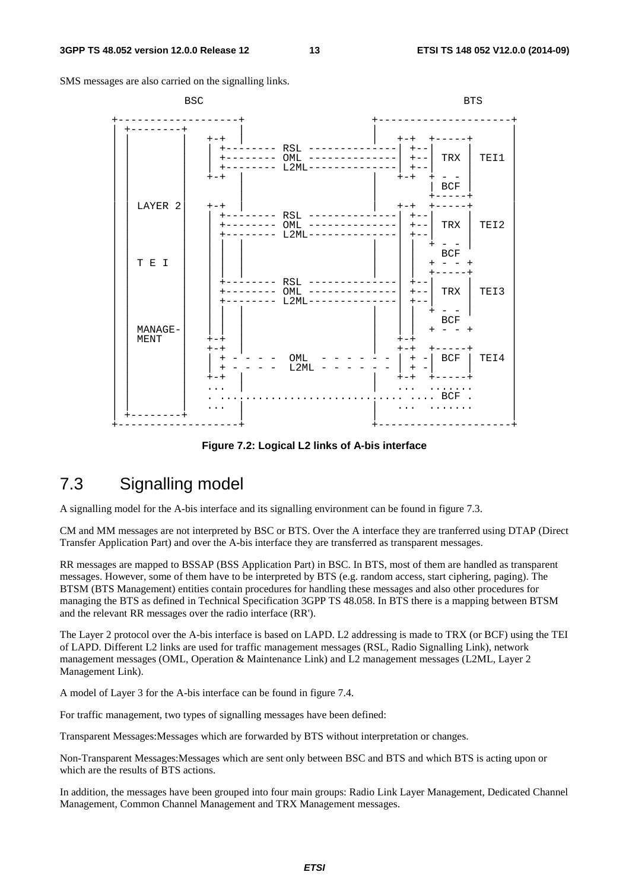SMS messages are also carried on the signalling links.

```
                BSC                                                       BTS

   +-------------------+                   +---------------------+
   | +---------+       |                   |                     |
   | |         |  +-+  |                   |  +-+  +-----+       |
   | |         |  | +-------- RSL --------------| +--|     |       |
   | |         |  | +-------- OML --------------| +--| TRX | TEI1  |
   | |         |  | +-------- L2ML--------------| +--|     |       |
   | |         |  +-+  |                   |  +-+  + - -  |       |
   | |         |       |                   |       | BCF  |       |
   | |         |       |                   |       +-----+       |
   | | LAYER 2 |  +-+  |                   |  +-+  +-----+       |
   | |         |  | +-------- RSL --------------| +--|     |       |
   | |         |  | +-------- OML --------------| +--| TRX | TEI2  |
   | |         |  | +-------- L2ML--------------| +--|     |       |
   | |         |  | |  |                   |  | |  + - -  |       |
   | |         |  | |  |                   |  | |    BCF  |       |
   | | T E I   |  | |  |                   |  | |  + - - +       |
   | |         |  | |  |                   |  | |  +-----+       |
   | |         |  | +-------- RSL --------------| +--|     |       |
   | |         |  | +-------- OML --------------| +--| TRX | TEI3  |
   | |         |  | +-------- L2ML--------------| +--|     |       |
   | |         |  | |  |                   |  | |  + - -  |       |
   | |         |  | |  |                   |  | |    BCF  |       |
   | | MANAGE- |  | |  |                   |  | |  + - - +       |
   | | MENT    |  +-+  |                   |  +-+                |
   | |         |  +-+  |                   |  +-+  +-----+       |
   | |         |  | + - - - -  OML  - - - - - - | + -| BCF | TEI4  |
   | |         |  | + - - - -  L2ML - - - - - - | + -|     |       |
   | |         |  +-+  |                   |  +-+  +-----+       |
   | |         |  ...  |                   |  ...  .......       |
   | |         |  . ............................ .... BCF .       |
   | |         |  ...  |                   |  ...  .......       |
   | +---------+       |                   |                     |
   +-------------------+                   +---------------------+
```

**Figure 7.2: Logical L2 links of A-bis interface**

## 7.3 Signalling model

A signalling model for the A-bis interface and its signalling environment can be found in figure 7.3.

CM and MM messages are not interpreted by BSC or BTS. Over the A interface they are tranferred using DTAP (Direct Transfer Application Part) and over the A-bis interface they are transferred as transparent messages.

RR messages are mapped to BSSAP (BSS Application Part) in BSC. In BTS, most of them are handled as transparent messages. However, some of them have to be interpreted by BTS (e.g. random access, start ciphering, paging). The BTSM (BTS Management) entities contain procedures for handling these messages and also other procedures for managing the BTS as defined in Technical Specification 3GPP TS 48.058. In BTS there is a mapping between BTSM and the relevant RR messages over the radio interface (RR').

The Layer 2 protocol over the A-bis interface is based on LAPD. L2 addressing is made to TRX (or BCF) using the TEI of LAPD. Different L2 links are used for traffic management messages (RSL, Radio Signalling Link), network management messages (OML, Operation & Maintenance Link) and L2 management messages (L2ML, Layer 2 Management Link).

A model of Layer 3 for the A-bis interface can be found in figure 7.4.

For traffic management, two types of signalling messages have been defined:

Transparent Messages:Messages which are forwarded by BTS without interpretation or changes.

Non-Transparent Messages:Messages which are sent only between BSC and BTS and which BTS is acting upon or which are the results of BTS actions.

In addition, the messages have been grouped into four main groups: Radio Link Layer Management, Dedicated Channel Management, Common Channel Management and TRX Management messages.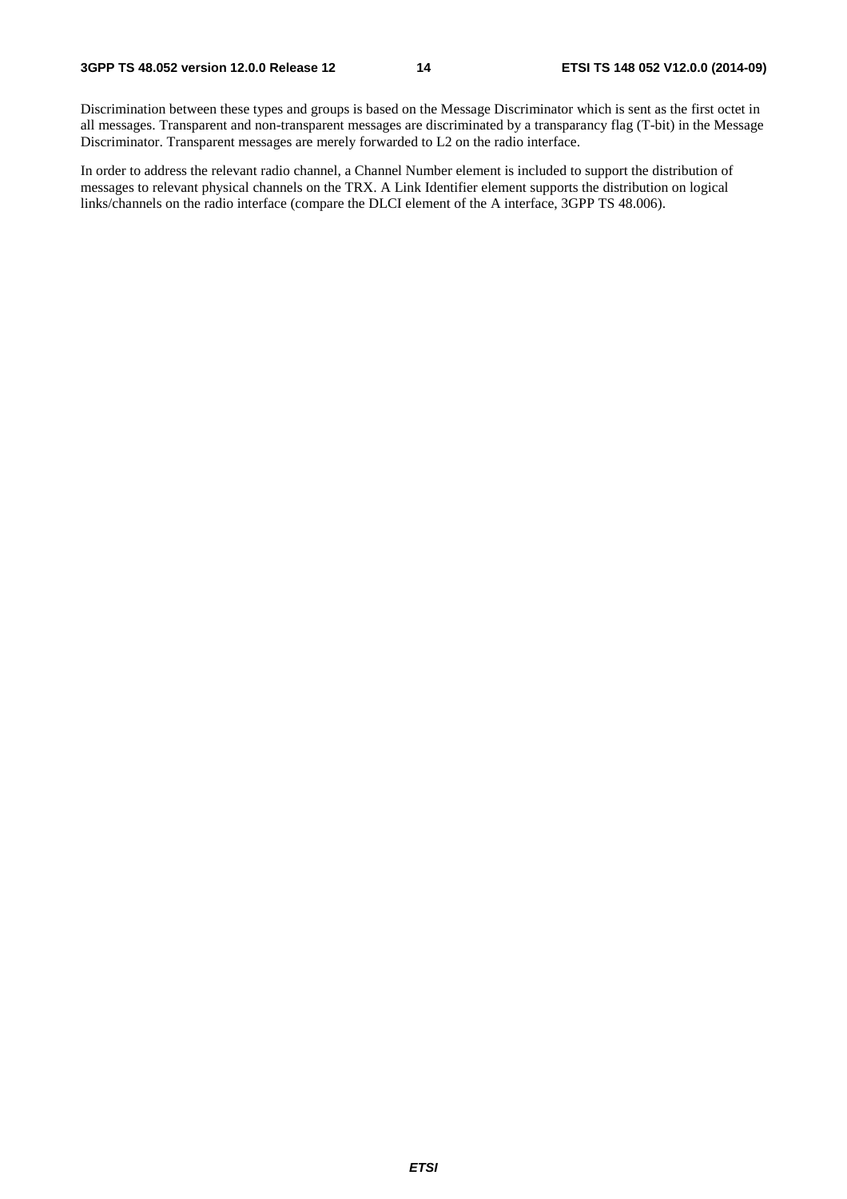Discrimination between these types and groups is based on the Message Discriminator which is sent as the first octet in all messages. Transparent and non-transparent messages are discriminated by a transparancy flag (T-bit) in the Message Discriminator. Transparent messages are merely forwarded to L2 on the radio interface.

In order to address the relevant radio channel, a Channel Number element is included to support the distribution of messages to relevant physical channels on the TRX. A Link Identifier element supports the distribution on logical links/channels on the radio interface (compare the DLCI element of the A interface, 3GPP TS 48.006).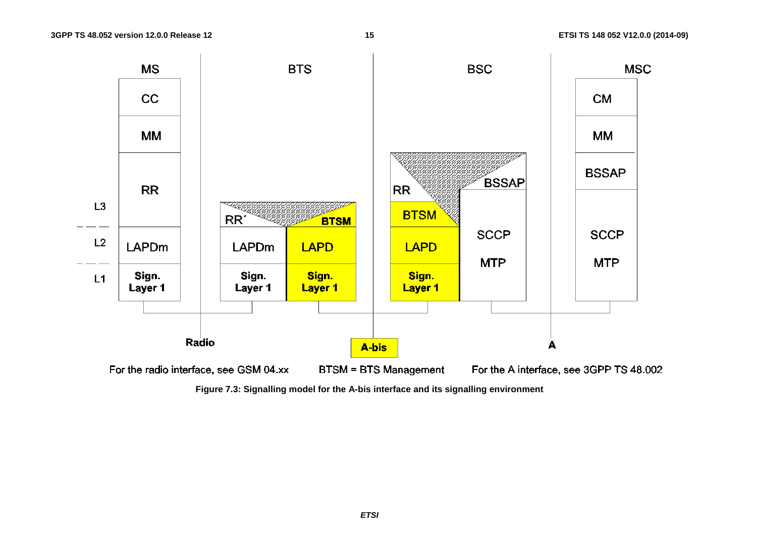| | MS | | BTS | | BSC | | MSC |
|---|---|---|---|---|---|---|---|
| | CC | | | | | | CM |
| | MM | | | | | | MM |
| L3 | RR | | RR´ | BTSM | RR / BTSM | BSSAP | BSSAP |
| L2 | LAPDm | | LAPDm | LAPD | LAPD | SCCP | SCCP |
| L1 | Sign. Layer 1 | | Sign. Layer 1 | Sign. Layer 1 | Sign. Layer 1 | MTP | MTP |

Interfaces: Radio (MS–BTS), A-bis (BTS–BSC), A (BSC–MSC)

For the radio interface, see GSM 04.xx

BTSM = BTS Management

For the A interface, see 3GPP TS 48.002

**Figure 7.3: Signalling model for the A-bis interface and its signalling environment**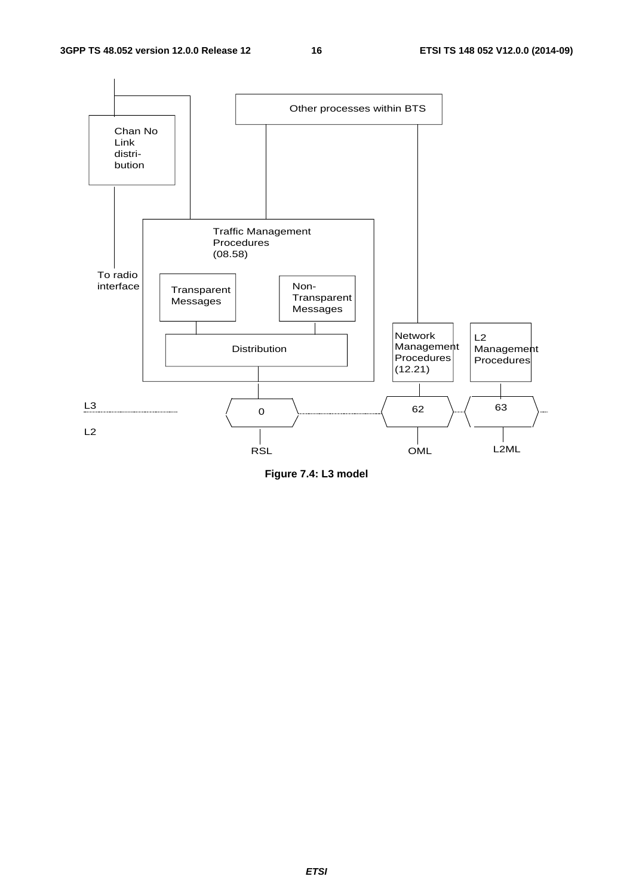**Figure 7.4: L3 model**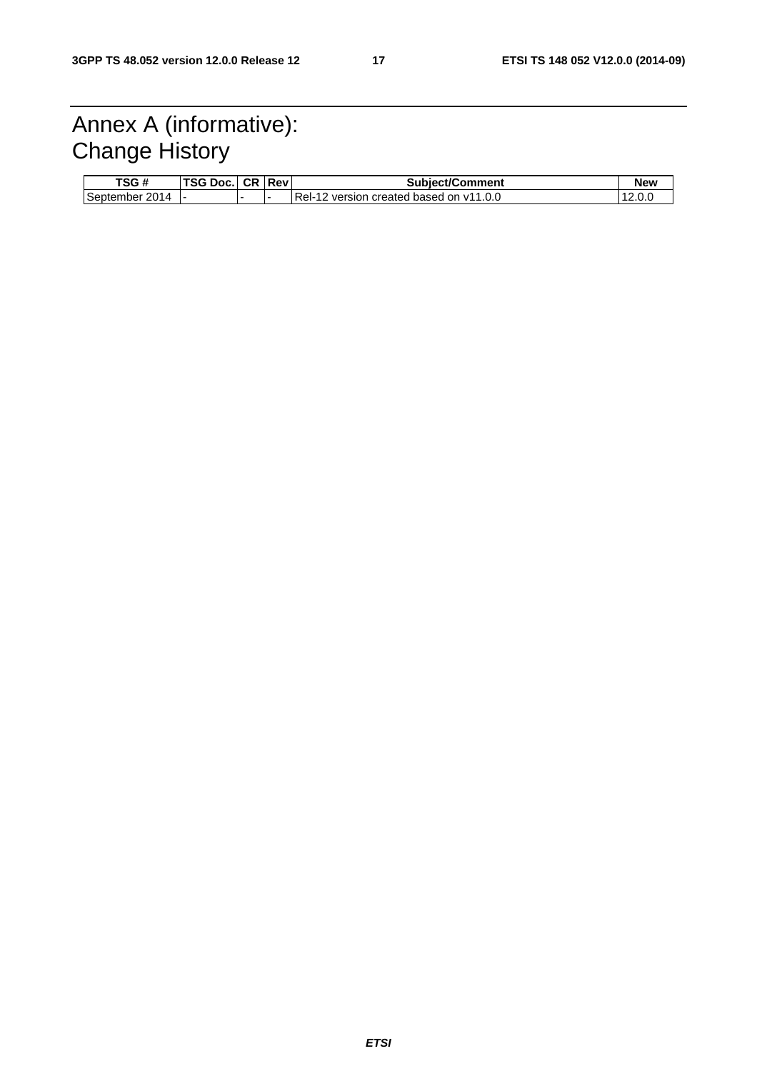# Annex A (informative): Change History

| TSG # | TSG Doc. | CR | Rev | Subject/Comment | New |
|---|---|---|---|---|---|
| September 2014 | - | - | - | Rel-12 version created based on v11.0.0 | 12.0.0 |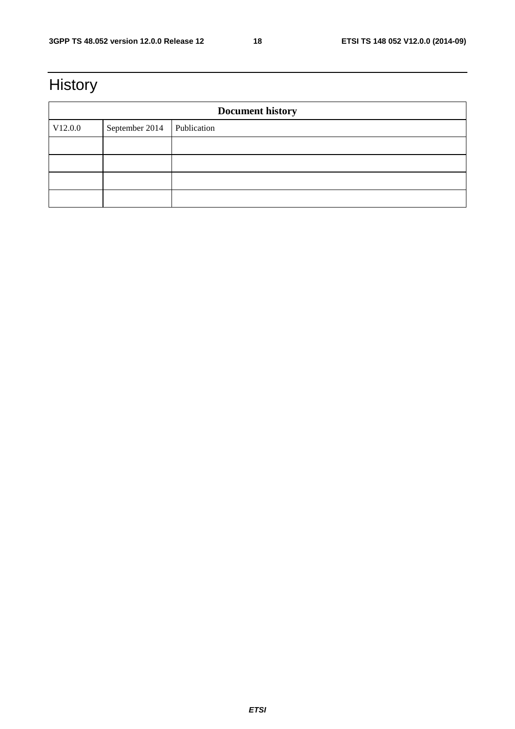# History

| Document history | | |
|---|---|---|
| V12.0.0 | September 2014 | Publication |
| | | |
| | | |
| | | |
| | | |